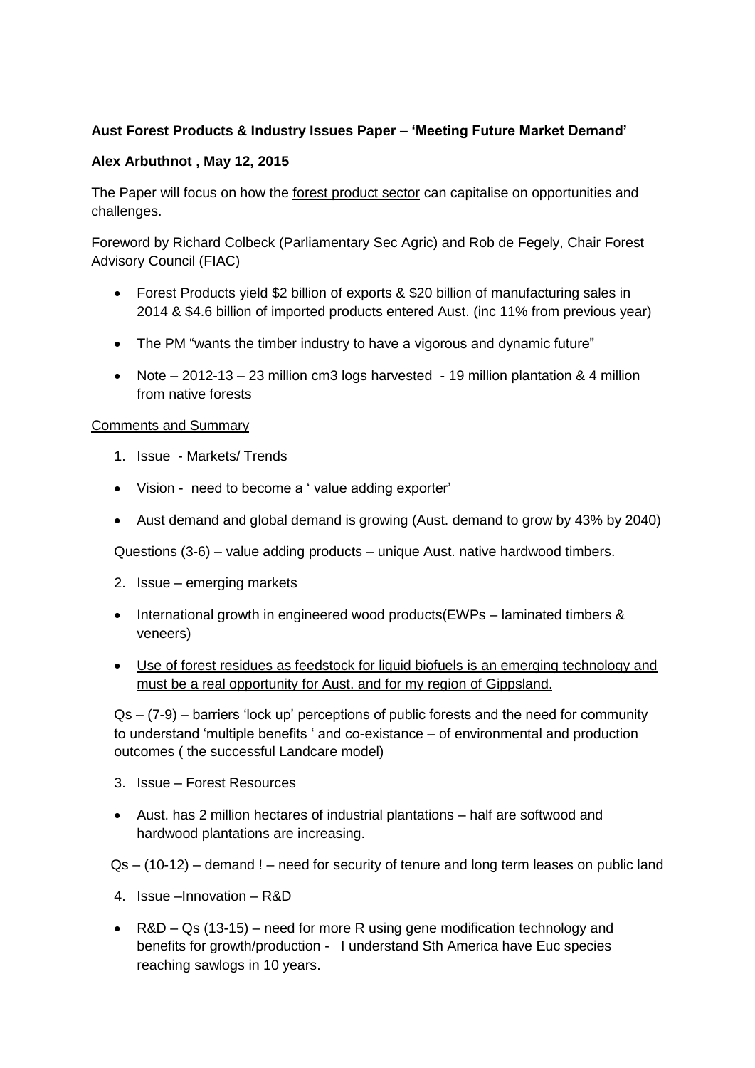**Aust Forest Products & Industry Issues Paper – 'Meeting Future Market Demand'**

**Alex Arbuthnot , May 12, 2015**

The Paper will focus on how the <u>forest product sector</u> can capitalise on opportunities and challenges.

Foreword by Richard Colbeck (Parliamentary Sec Agric) and Rob de Fegely, Chair Forest Advisory Council (FIAC)

- Forest Products yield \$2 billion of exports & \$20 billion of manufacturing sales in 2014 & \$4.6 billion of imported products entered Aust. (inc 11% from previous year)
- The PM "wants the timber industry to have a vigorous and dynamic future"
- Note – 2012-13 – 23 million cm3 logs harvested - 19 million plantation & 4 million from native forests

<u>Comments and Summary</u>

1. Issue - Markets/ Trends

- Vision - need to become a ' value adding exporter'
- Aust demand and global demand is growing (Aust. demand to grow by 43% by 2040)

Questions (3-6) – value adding products – unique Aust. native hardwood timbers.

2. Issue – emerging markets

- International growth in engineered wood products(EWPs – laminated timbers & veneers)
- <u>Use of forest residues as feedstock for liquid biofuels is an emerging technology and must be a real opportunity for Aust. and for my region of Gippsland.</u>

Qs – (7-9) – barriers 'lock up' perceptions of public forests and the need for community to understand 'multiple benefits ' and co-existance – of environmental and production outcomes ( the successful Landcare model)

3. Issue – Forest Resources

- Aust. has 2 million hectares of industrial plantations – half are softwood and hardwood plantations are increasing.

Qs – (10-12) – demand ! – need for security of tenure and long term leases on public land

4. Issue –Innovation – R&D

- R&D – Qs (13-15) – need for more R using gene modification technology and benefits for growth/production - I understand Sth America have Euc species reaching sawlogs in 10 years.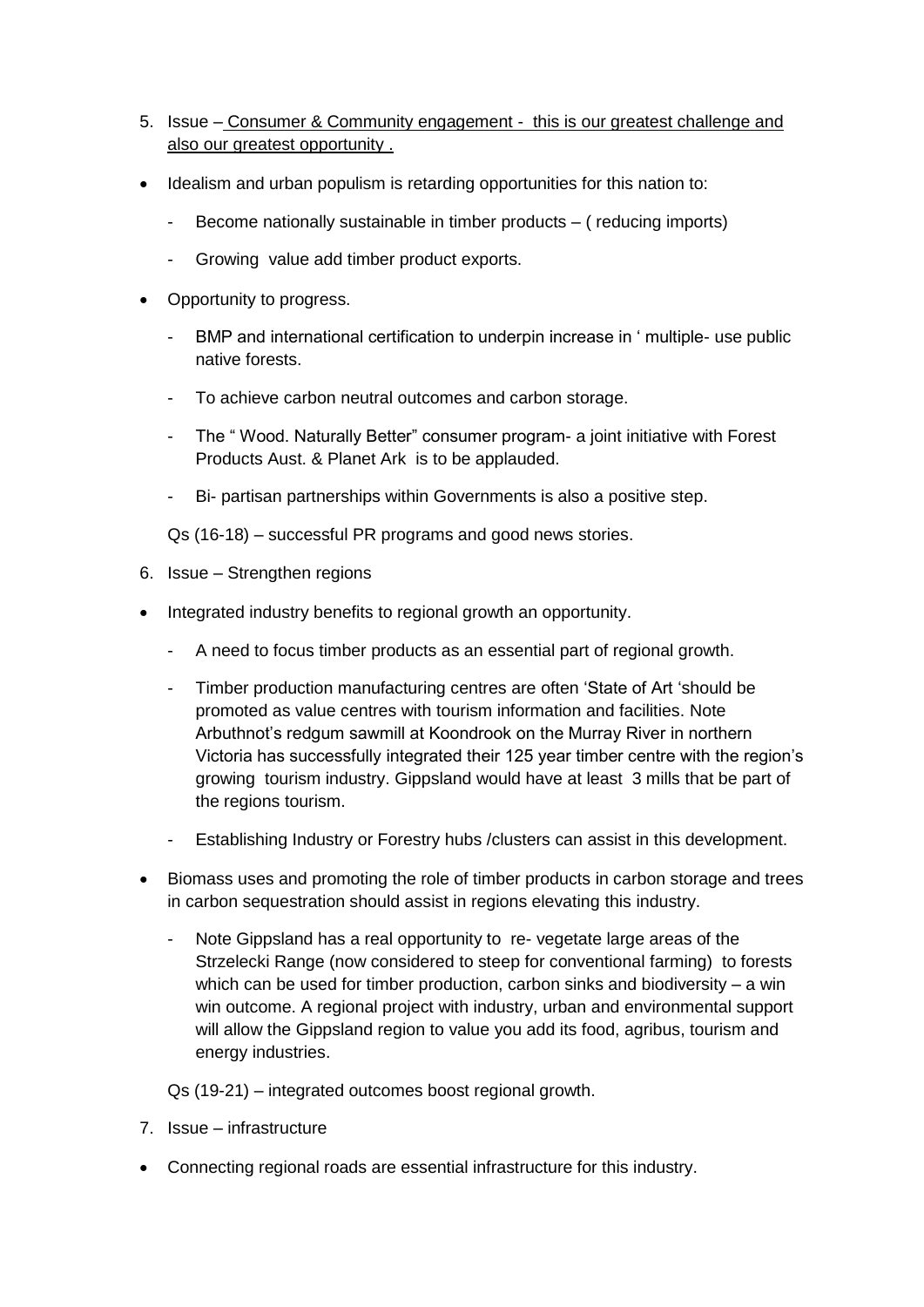5. Issue – <u>Consumer & Community engagement - this is our greatest challenge and also our greatest opportunity .</u>

- Idealism and urban populism is retarding opportunities for this nation to:
  - Become nationally sustainable in timber products – ( reducing imports)
  - Growing value add timber product exports.
- Opportunity to progress.
  - BMP and international certification to underpin increase in ' multiple- use public native forests.
  - To achieve carbon neutral outcomes and carbon storage.
  - The " Wood. Naturally Better" consumer program- a joint initiative with Forest Products Aust. & Planet Ark is to be applauded.
  - Bi- partisan partnerships within Governments is also a positive step.

Qs (16-18) – successful PR programs and good news stories.

6. Issue – Strengthen regions

- Integrated industry benefits to regional growth an opportunity.
  - A need to focus timber products as an essential part of regional growth.
  - Timber production manufacturing centres are often 'State of Art 'should be promoted as value centres with tourism information and facilities. Note Arbuthnot's redgum sawmill at Koondrook on the Murray River in northern Victoria has successfully integrated their 125 year timber centre with the region's growing tourism industry. Gippsland would have at least 3 mills that be part of the regions tourism.
  - Establishing Industry or Forestry hubs /clusters can assist in this development.
- Biomass uses and promoting the role of timber products in carbon storage and trees in carbon sequestration should assist in regions elevating this industry.
  - Note Gippsland has a real opportunity to re- vegetate large areas of the Strzelecki Range (now considered to steep for conventional farming) to forests which can be used for timber production, carbon sinks and biodiversity – a win win outcome. A regional project with industry, urban and environmental support will allow the Gippsland region to value you add its food, agribus, tourism and energy industries.

Qs (19-21) – integrated outcomes boost regional growth.

7. Issue – infrastructure

- Connecting regional roads are essential infrastructure for this industry.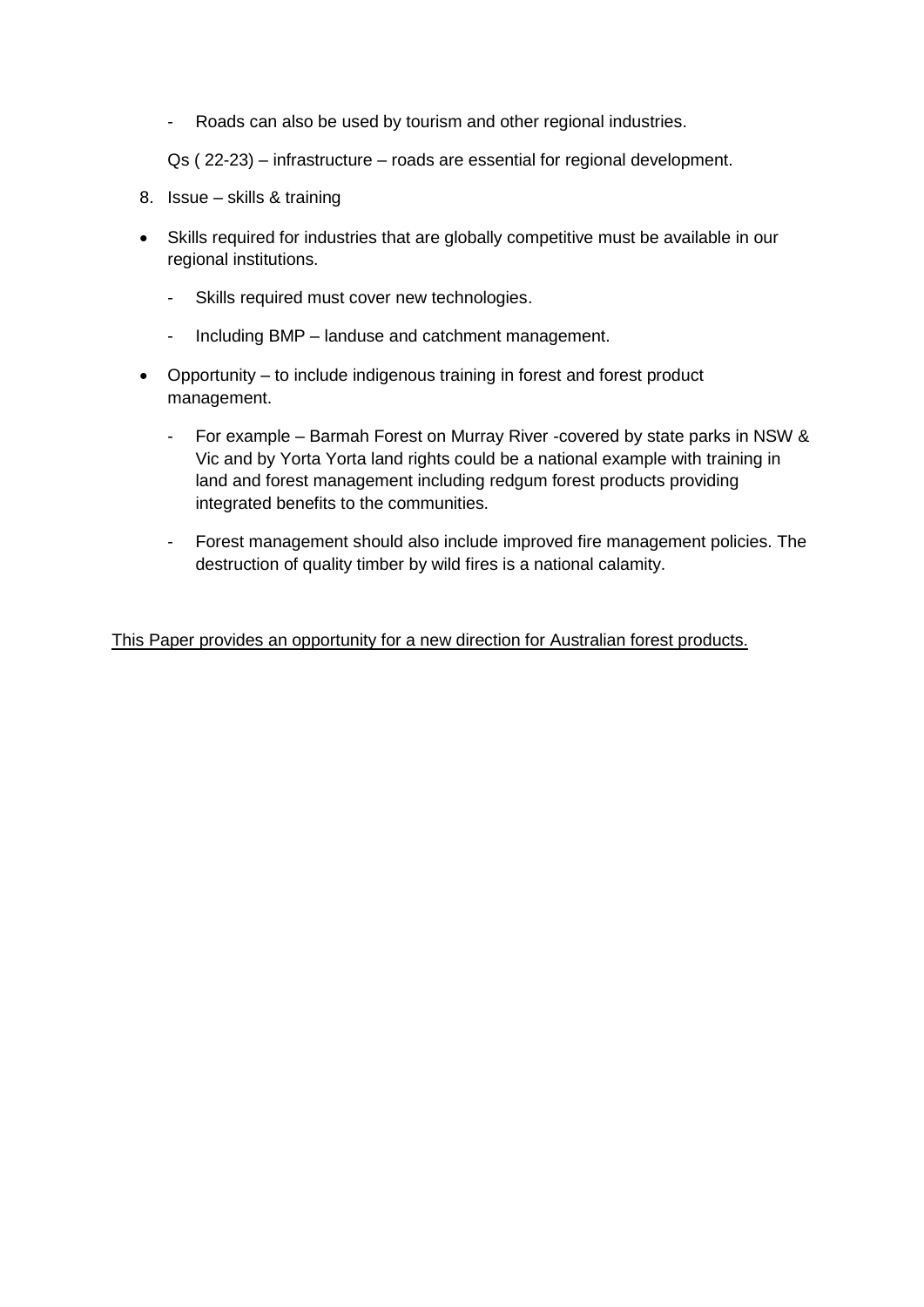- Roads can also be used by tourism and other regional industries.

Qs ( 22-23) – infrastructure – roads are essential for regional development.

8. Issue – skills & training

- Skills required for industries that are globally competitive must be available in our regional institutions.
  - Skills required must cover new technologies.
  - Including BMP – landuse and catchment management.
- Opportunity – to include indigenous training in forest and forest product management.
  - For example – Barmah Forest on Murray River -covered by state parks in NSW & Vic and by Yorta Yorta land rights could be a national example with training in land and forest management including redgum forest products providing integrated benefits to the communities.
  - Forest management should also include improved fire management policies. The destruction of quality timber by wild fires is a national calamity.

<u>This Paper provides an opportunity for a new direction for Australian forest products.</u>